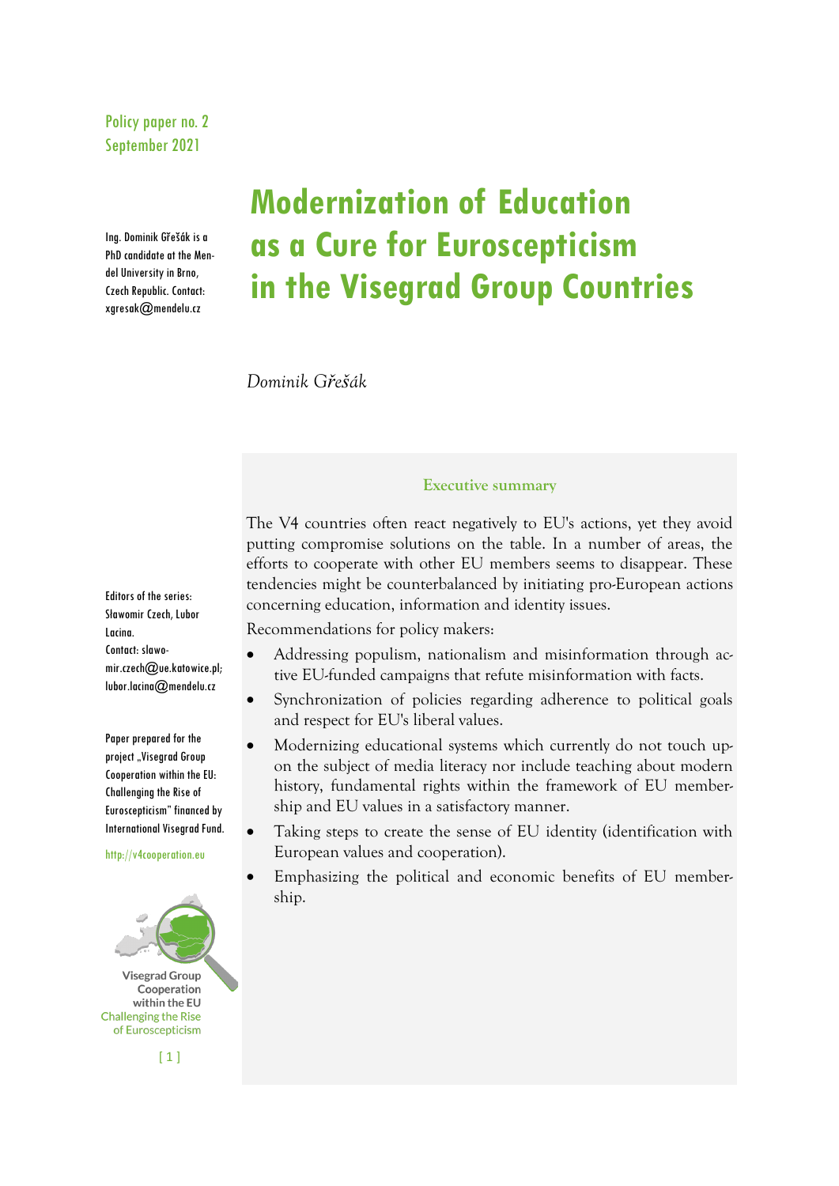Policy paper no. 2
September 2021

# Modernization of Education as a Cure for Euroscepticism in the Visegrad Group Countries

*Dominik Gřešák*

Ing. Dominik Gřešák is a PhD candidate at the Mendel University in Brno, Czech Republic. Contact: xgresak@mendelu.cz

Editors of the series: Slawomir Czech, Lubor Lacina.
Contact: slawomir.czech@ue.katowice.pl; lubor.lacina@mendelu.cz

Paper prepared for the project „Visegrad Group Cooperation within the EU: Challenging the Rise of Euroscepticism" financed by International Visegrad Fund.

http://v4cooperation.eu

Visegrad Group Cooperation within the EU Challenging the Rise of Euroscepticism

## Executive summary

The V4 countries often react negatively to EU's actions, yet they avoid putting compromise solutions on the table. In a number of areas, the efforts to cooperate with other EU members seems to disappear. These tendencies might be counterbalanced by initiating pro-European actions concerning education, information and identity issues.

Recommendations for policy makers:

- Addressing populism, nationalism and misinformation through active EU-funded campaigns that refute misinformation with facts.
- Synchronization of policies regarding adherence to political goals and respect for EU's liberal values.
- Modernizing educational systems which currently do not touch upon the subject of media literacy nor include teaching about modern history, fundamental rights within the framework of EU membership and EU values in a satisfactory manner.
- Taking steps to create the sense of EU identity (identification with European values and cooperation).
- Emphasizing the political and economic benefits of EU membership.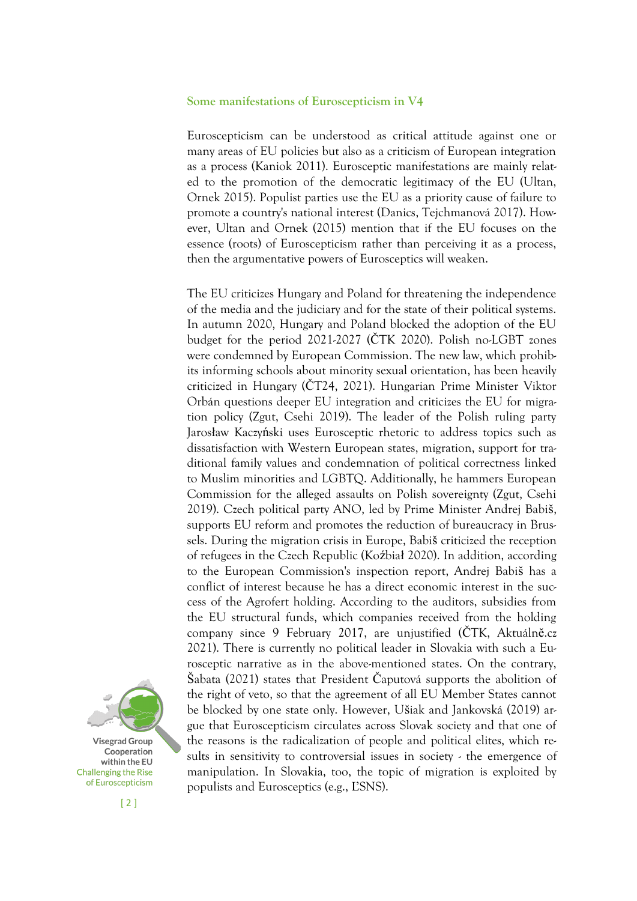## Some manifestations of Euroscepticism in V4

Euroscepticism can be understood as critical attitude against one or many areas of EU policies but also as a criticism of European integration as a process (Kaniok 2011). Eurosceptic manifestations are mainly related to the promotion of the democratic legitimacy of the EU (Ultan, Ornek 2015). Populist parties use the EU as a priority cause of failure to promote a country's national interest (Danics, Tejchmanová 2017). However, Ultan and Ornek (2015) mention that if the EU focuses on the essence (roots) of Euroscepticism rather than perceiving it as a process, then the argumentative powers of Eurosceptics will weaken.

The EU criticizes Hungary and Poland for threatening the independence of the media and the judiciary and for the state of their political systems. In autumn 2020, Hungary and Poland blocked the adoption of the EU budget for the period 2021-2027 (ČTK 2020). Polish no-LGBT zones were condemned by European Commission. The new law, which prohibits informing schools about minority sexual orientation, has been heavily criticized in Hungary (ČT24, 2021). Hungarian Prime Minister Viktor Orbán questions deeper EU integration and criticizes the EU for migration policy (Zgut, Csehi 2019). The leader of the Polish ruling party Jarosław Kaczyński uses Eurosceptic rhetoric to address topics such as dissatisfaction with Western European states, migration, support for traditional family values and condemnation of political correctness linked to Muslim minorities and LGBTQ. Additionally, he hammers European Commission for the alleged assaults on Polish sovereignty (Zgut, Csehi 2019). Czech political party ANO, led by Prime Minister Andrej Babiš, supports EU reform and promotes the reduction of bureaucracy in Brussels. During the migration crisis in Europe, Babiš criticized the reception of refugees in the Czech Republic (Koźbiał 2020). In addition, according to the European Commission's inspection report, Andrej Babiš has a conflict of interest because he has a direct economic interest in the success of the Agrofert holding. According to the auditors, subsidies from the EU structural funds, which companies received from the holding company since 9 February 2017, are unjustified (ČTK, Aktuálně.cz 2021). There is currently no political leader in Slovakia with such a Eurosceptic narrative as in the above-mentioned states. On the contrary, Šabata (2021) states that President Čaputová supports the abolition of the right of veto, so that the agreement of all EU Member States cannot be blocked by one state only. However, Ušiak and Jankovská (2019) argue that Euroscepticism circulates across Slovak society and that one of the reasons is the radicalization of people and political elites, which results in sensitivity to controversial issues in society - the emergence of manipulation. In Slovakia, too, the topic of migration is exploited by populists and Eurosceptics (e.g., ĽSNS).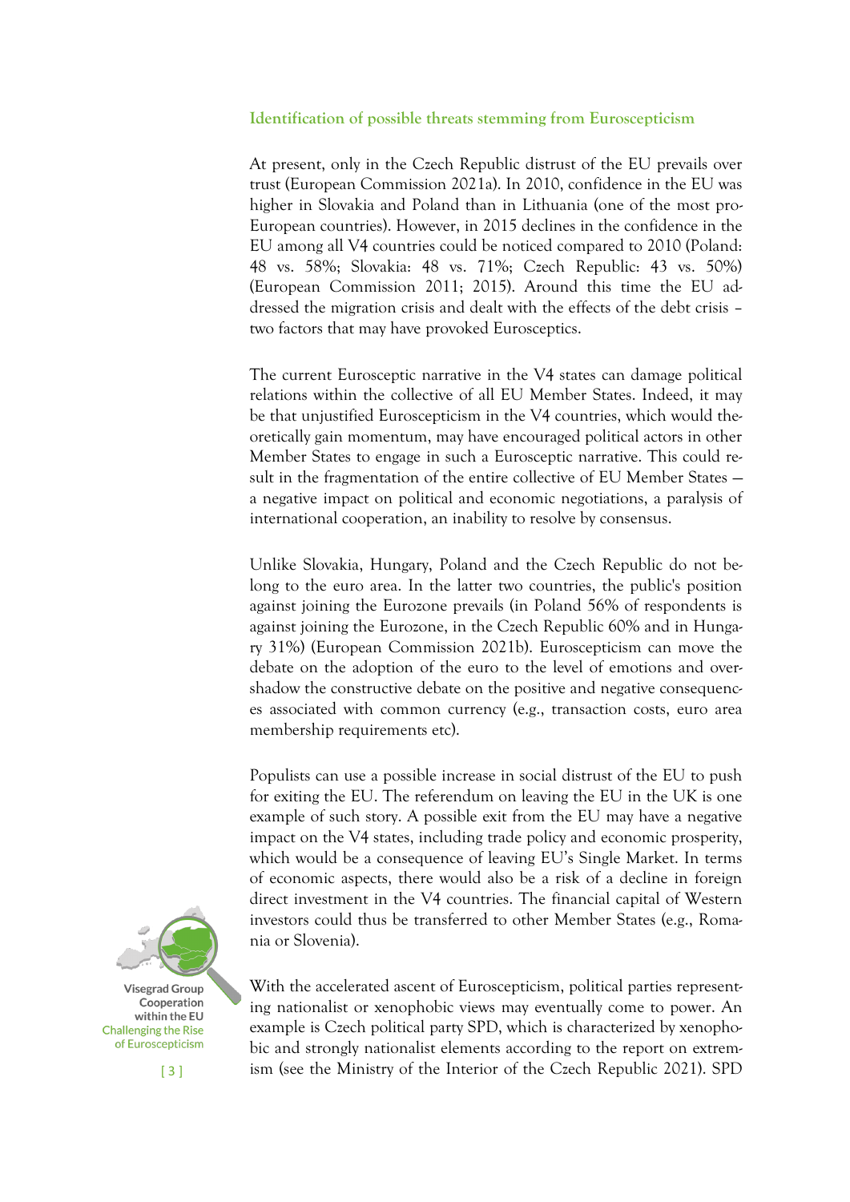### Identification of possible threats stemming from Euroscepticism

At present, only in the Czech Republic distrust of the EU prevails over trust (European Commission 2021a). In 2010, confidence in the EU was higher in Slovakia and Poland than in Lithuania (one of the most pro-European countries). However, in 2015 declines in the confidence in the EU among all V4 countries could be noticed compared to 2010 (Poland: 48 vs. 58%; Slovakia: 48 vs. 71%; Czech Republic: 43 vs. 50%) (European Commission 2011; 2015). Around this time the EU addressed the migration crisis and dealt with the effects of the debt crisis – two factors that may have provoked Eurosceptics.

The current Eurosceptic narrative in the V4 states can damage political relations within the collective of all EU Member States. Indeed, it may be that unjustified Euroscepticism in the V4 countries, which would theoretically gain momentum, may have encouraged political actors in other Member States to engage in such a Eurosceptic narrative. This could result in the fragmentation of the entire collective of EU Member States — a negative impact on political and economic negotiations, a paralysis of international cooperation, an inability to resolve by consensus.

Unlike Slovakia, Hungary, Poland and the Czech Republic do not belong to the euro area. In the latter two countries, the public's position against joining the Eurozone prevails (in Poland 56% of respondents is against joining the Eurozone, in the Czech Republic 60% and in Hungary 31%) (European Commission 2021b). Euroscepticism can move the debate on the adoption of the euro to the level of emotions and overshadow the constructive debate on the positive and negative consequences associated with common currency (e.g., transaction costs, euro area membership requirements etc).

Populists can use a possible increase in social distrust of the EU to push for exiting the EU. The referendum on leaving the EU in the UK is one example of such story. A possible exit from the EU may have a negative impact on the V4 states, including trade policy and economic prosperity, which would be a consequence of leaving EU's Single Market. In terms of economic aspects, there would also be a risk of a decline in foreign direct investment in the V4 countries. The financial capital of Western investors could thus be transferred to other Member States (e.g., Romania or Slovenia).

With the accelerated ascent of Euroscepticism, political parties representing nationalist or xenophobic views may eventually come to power. An example is Czech political party SPD, which is characterized by xenophobic and strongly nationalist elements according to the report on extremism (see the Ministry of the Interior of the Czech Republic 2021). SPD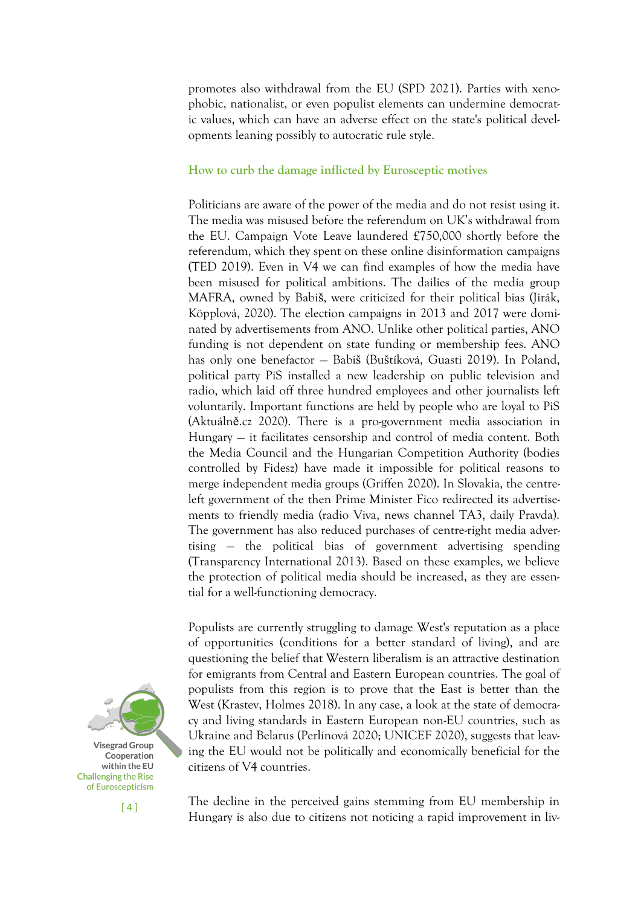promotes also withdrawal from the EU (SPD 2021). Parties with xenophobic, nationalist, or even populist elements can undermine democratic values, which can have an adverse effect on the state's political developments leaning possibly to autocratic rule style.

### How to curb the damage inflicted by Eurosceptic motives

Politicians are aware of the power of the media and do not resist using it. The media was misused before the referendum on UK's withdrawal from the EU. Campaign Vote Leave laundered £750,000 shortly before the referendum, which they spent on these online disinformation campaigns (TED 2019). Even in V4 we can find examples of how the media have been misused for political ambitions. The dailies of the media group MAFRA, owned by Babiš, were criticized for their political bias (Jirák, Köpplová, 2020). The election campaigns in 2013 and 2017 were dominated by advertisements from ANO. Unlike other political parties, ANO funding is not dependent on state funding or membership fees. ANO has only one benefactor – Babiš (Buštíková, Guasti 2019). In Poland, political party PiS installed a new leadership on public television and radio, which laid off three hundred employees and other journalists left voluntarily. Important functions are held by people who are loyal to PiS (Aktuálně.cz 2020). There is a pro-government media association in Hungary – it facilitates censorship and control of media content. Both the Media Council and the Hungarian Competition Authority (bodies controlled by Fidesz) have made it impossible for political reasons to merge independent media groups (Griffen 2020). In Slovakia, the centre-left government of the then Prime Minister Fico redirected its advertisements to friendly media (radio Viva, news channel TA3, daily Pravda). The government has also reduced purchases of centre-right media advertising – the political bias of government advertising spending (Transparency International 2013). Based on these examples, we believe the protection of political media should be increased, as they are essential for a well-functioning democracy.

Populists are currently struggling to damage West's reputation as a place of opportunities (conditions for a better standard of living), and are questioning the belief that Western liberalism is an attractive destination for emigrants from Central and Eastern European countries. The goal of populists from this region is to prove that the East is better than the West (Krastev, Holmes 2018). In any case, a look at the state of democracy and living standards in Eastern European non-EU countries, such as Ukraine and Belarus (Perlínová 2020; UNICEF 2020), suggests that leaving the EU would not be politically and economically beneficial for the citizens of V4 countries.

The decline in the perceived gains stemming from EU membership in Hungary is also due to citizens not noticing a rapid improvement in liv-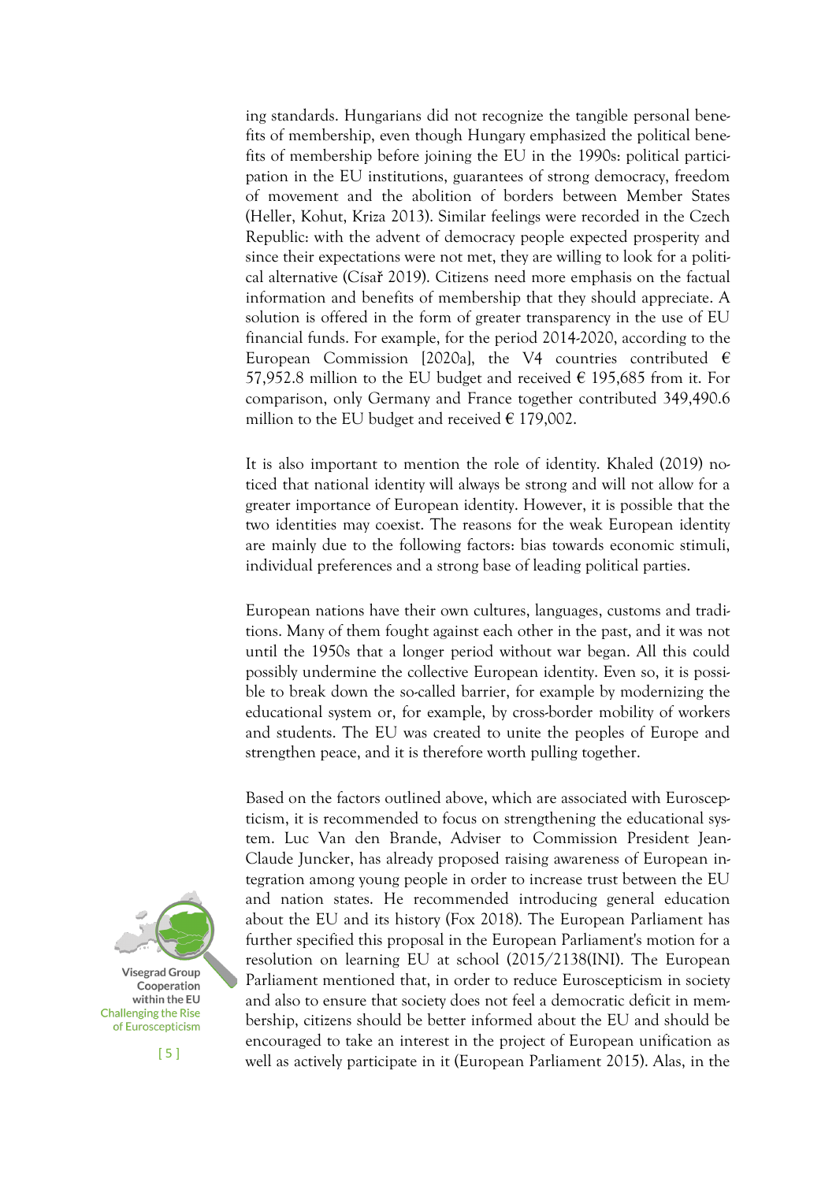ing standards. Hungarians did not recognize the tangible personal benefits of membership, even though Hungary emphasized the political benefits of membership before joining the EU in the 1990s: political participation in the EU institutions, guarantees of strong democracy, freedom of movement and the abolition of borders between Member States (Heller, Kohut, Kriza 2013). Similar feelings were recorded in the Czech Republic: with the advent of democracy people expected prosperity and since their expectations were not met, they are willing to look for a political alternative (Císař 2019). Citizens need more emphasis on the factual information and benefits of membership that they should appreciate. A solution is offered in the form of greater transparency in the use of EU financial funds. For example, for the period 2014-2020, according to the European Commission [2020a], the V4 countries contributed € 57,952.8 million to the EU budget and received € 195,685 from it. For comparison, only Germany and France together contributed 349,490.6 million to the EU budget and received € 179,002.

It is also important to mention the role of identity. Khaled (2019) noticed that national identity will always be strong and will not allow for a greater importance of European identity. However, it is possible that the two identities may coexist. The reasons for the weak European identity are mainly due to the following factors: bias towards economic stimuli, individual preferences and a strong base of leading political parties.

European nations have their own cultures, languages, customs and traditions. Many of them fought against each other in the past, and it was not until the 1950s that a longer period without war began. All this could possibly undermine the collective European identity. Even so, it is possible to break down the so-called barrier, for example by modernizing the educational system or, for example, by cross-border mobility of workers and students. The EU was created to unite the peoples of Europe and strengthen peace, and it is therefore worth pulling together.

Based on the factors outlined above, which are associated with Euroscepticism, it is recommended to focus on strengthening the educational system. Luc Van den Brande, Adviser to Commission President Jean-Claude Juncker, has already proposed raising awareness of European integration among young people in order to increase trust between the EU and nation states. He recommended introducing general education about the EU and its history (Fox 2018). The European Parliament has further specified this proposal in the European Parliament's motion for a resolution on learning EU at school (2015/2138(INI). The European Parliament mentioned that, in order to reduce Euroscepticism in society and also to ensure that society does not feel a democratic deficit in membership, citizens should be better informed about the EU and should be encouraged to take an interest in the project of European unification as well as actively participate in it (European Parliament 2015). Alas, in the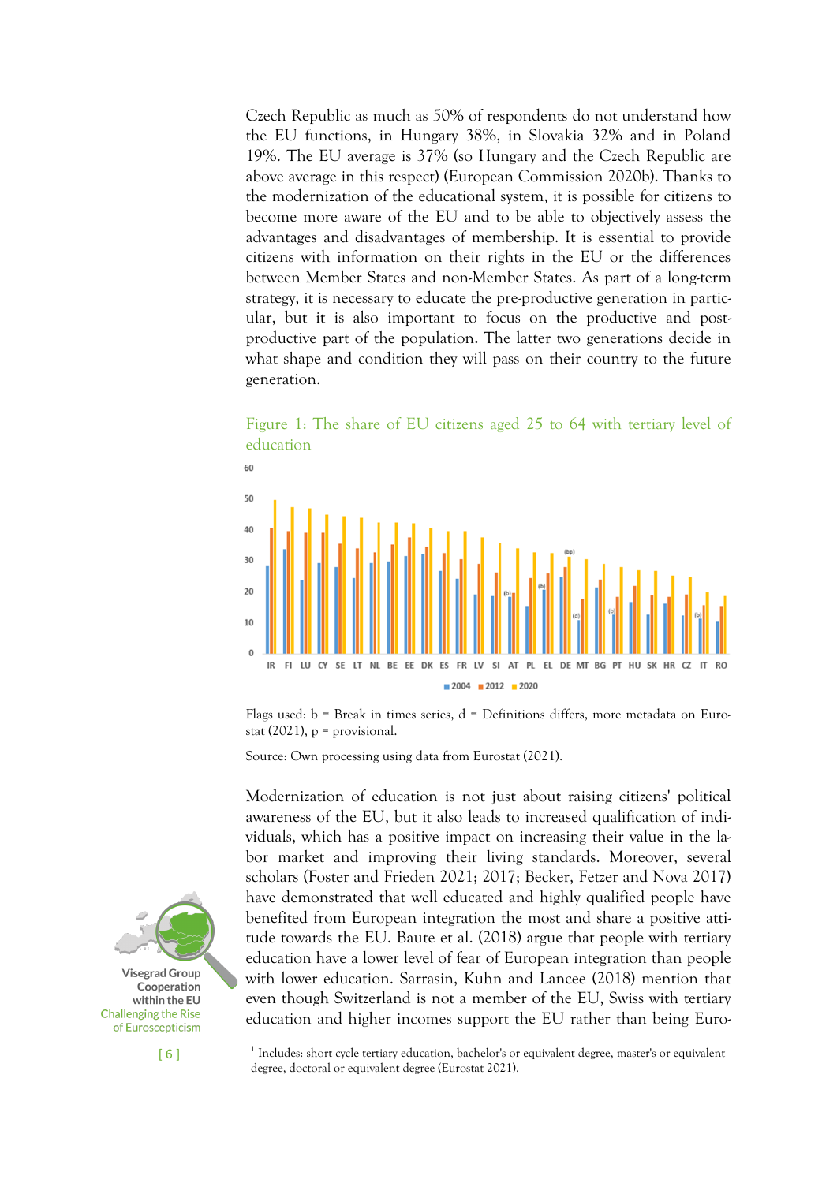Czech Republic as much as 50% of respondents do not understand how the EU functions, in Hungary 38%, in Slovakia 32% and in Poland 19%. The EU average is 37% (so Hungary and the Czech Republic are above average in this respect) (European Commission 2020b). Thanks to the modernization of the educational system, it is possible for citizens to become more aware of the EU and to be able to objectively assess the advantages and disadvantages of membership. It is essential to provide citizens with information on their rights in the EU or the differences between Member States and non-Member States. As part of a long-term strategy, it is necessary to educate the pre-productive generation in particular, but it is also important to focus on the productive and post-productive part of the population. The latter two generations decide in what shape and condition they will pass on their country to the future generation.

Figure 1: The share of EU citizens aged 25 to 64 with tertiary level of education

Flags used: b = Break in times series, d = Definitions differs, more metadata on Eurostat (2021), p = provisional.

Source: Own processing using data from Eurostat (2021).

Modernization of education is not just about raising citizens' political awareness of the EU, but it also leads to increased qualification of individuals, which has a positive impact on increasing their value in the labor market and improving their living standards. Moreover, several scholars (Foster and Frieden 2021; 2017; Becker, Fetzer and Nova 2017) have demonstrated that well educated and highly qualified people have benefited from European integration the most and share a positive attitude towards the EU. Baute et al. (2018) argue that people with tertiary education have a lower level of fear of European integration than people with lower education. Sarrasin, Kuhn and Lancee (2018) mention that even though Switzerland is not a member of the EU, Swiss with tertiary education and higher incomes support the EU rather than being Euro-

[1] Includes: short cycle tertiary education, bachelor's or equivalent degree, master's or equivalent degree, doctoral or equivalent degree (Eurostat 2021).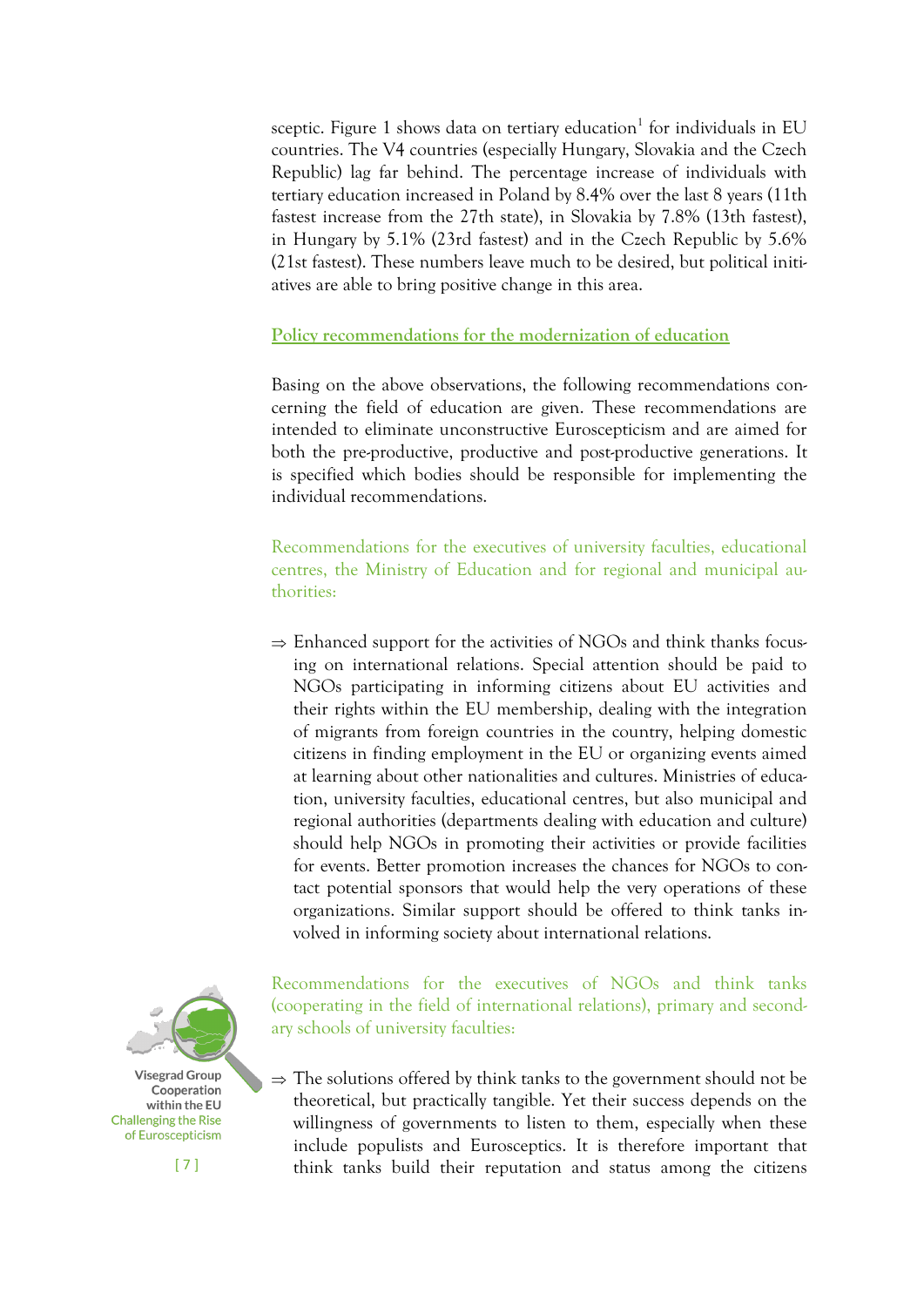sceptic. Figure 1 shows data on tertiary education[1] for individuals in EU countries. The V4 countries (especially Hungary, Slovakia and the Czech Republic) lag far behind. The percentage increase of individuals with tertiary education increased in Poland by 8.4% over the last 8 years (11th fastest increase from the 27th state), in Slovakia by 7.8% (13th fastest), in Hungary by 5.1% (23rd fastest) and in the Czech Republic by 5.6% (21st fastest). These numbers leave much to be desired, but political initiatives are able to bring positive change in this area.

## Policy recommendations for the modernization of education

Basing on the above observations, the following recommendations concerning the field of education are given. These recommendations are intended to eliminate unconstructive Euroscepticism and are aimed for both the pre-productive, productive and post-productive generations. It is specified which bodies should be responsible for implementing the individual recommendations.

### Recommendations for the executives of university faculties, educational centres, the Ministry of Education and for regional and municipal authorities:

⇒ Enhanced support for the activities of NGOs and think thanks focusing on international relations. Special attention should be paid to NGOs participating in informing citizens about EU activities and their rights within the EU membership, dealing with the integration of migrants from foreign countries in the country, helping domestic citizens in finding employment in the EU or organizing events aimed at learning about other nationalities and cultures. Ministries of education, university faculties, educational centres, but also municipal and regional authorities (departments dealing with education and culture) should help NGOs in promoting their activities or provide facilities for events. Better promotion increases the chances for NGOs to contact potential sponsors that would help the very operations of these organizations. Similar support should be offered to think tanks involved in informing society about international relations.

### Recommendations for the executives of NGOs and think tanks (cooperating in the field of international relations), primary and secondary schools of university faculties:

⇒ The solutions offered by think tanks to the government should not be theoretical, but practically tangible. Yet their success depends on the willingness of governments to listen to them, especially when these include populists and Eurosceptics. It is therefore important that think tanks build their reputation and status among the citizens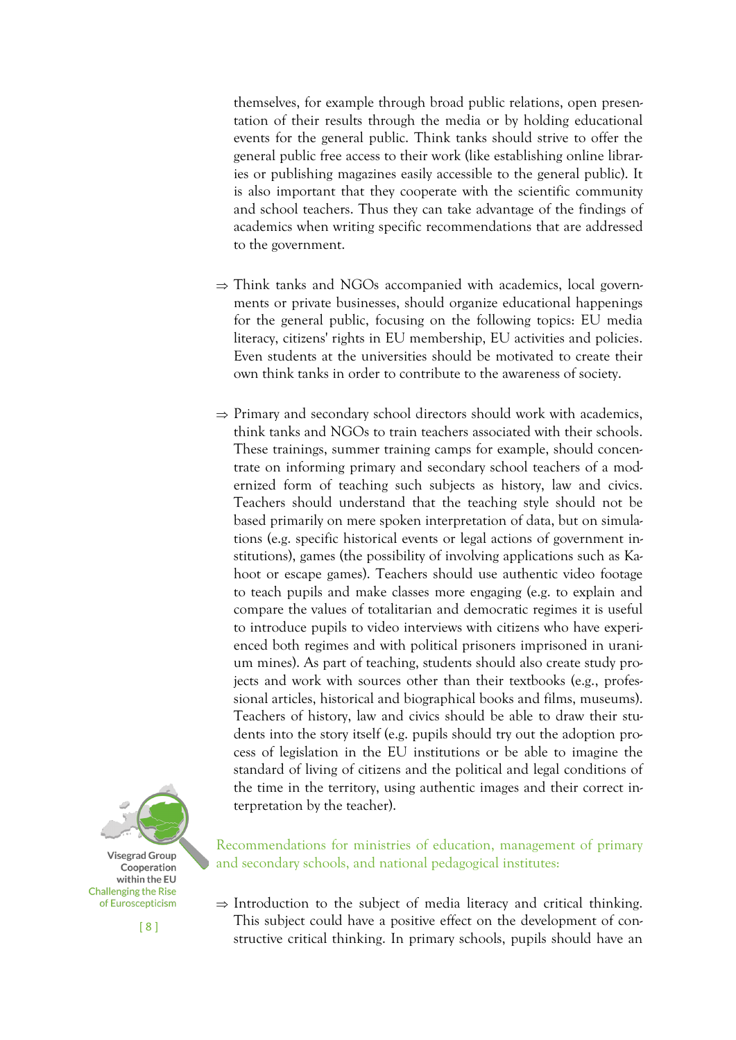themselves, for example through broad public relations, open presentation of their results through the media or by holding educational events for the general public. Think tanks should strive to offer the general public free access to their work (like establishing online libraries or publishing magazines easily accessible to the general public). It is also important that they cooperate with the scientific community and school teachers. Thus they can take advantage of the findings of academics when writing specific recommendations that are addressed to the government.

⇒ Think tanks and NGOs accompanied with academics, local governments or private businesses, should organize educational happenings for the general public, focusing on the following topics: EU media literacy, citizens' rights in EU membership, EU activities and policies. Even students at the universities should be motivated to create their own think tanks in order to contribute to the awareness of society.

⇒ Primary and secondary school directors should work with academics, think tanks and NGOs to train teachers associated with their schools. These trainings, summer training camps for example, should concentrate on informing primary and secondary school teachers of a modernized form of teaching such subjects as history, law and civics. Teachers should understand that the teaching style should not be based primarily on mere spoken interpretation of data, but on simulations (e.g. specific historical events or legal actions of government institutions), games (the possibility of involving applications such as Kahoot or escape games). Teachers should use authentic video footage to teach pupils and make classes more engaging (e.g. to explain and compare the values of totalitarian and democratic regimes it is useful to introduce pupils to video interviews with citizens who have experienced both regimes and with political prisoners imprisoned in uranium mines). As part of teaching, students should also create study projects and work with sources other than their textbooks (e.g., professional articles, historical and biographical books and films, museums). Teachers of history, law and civics should be able to draw their students into the story itself (e.g. pupils should try out the adoption process of legislation in the EU institutions or be able to imagine the standard of living of citizens and the political and legal conditions of the time in the territory, using authentic images and their correct interpretation by the teacher).

### Recommendations for ministries of education, management of primary and secondary schools, and national pedagogical institutes:

⇒ Introduction to the subject of media literacy and critical thinking. This subject could have a positive effect on the development of constructive critical thinking. In primary schools, pupils should have an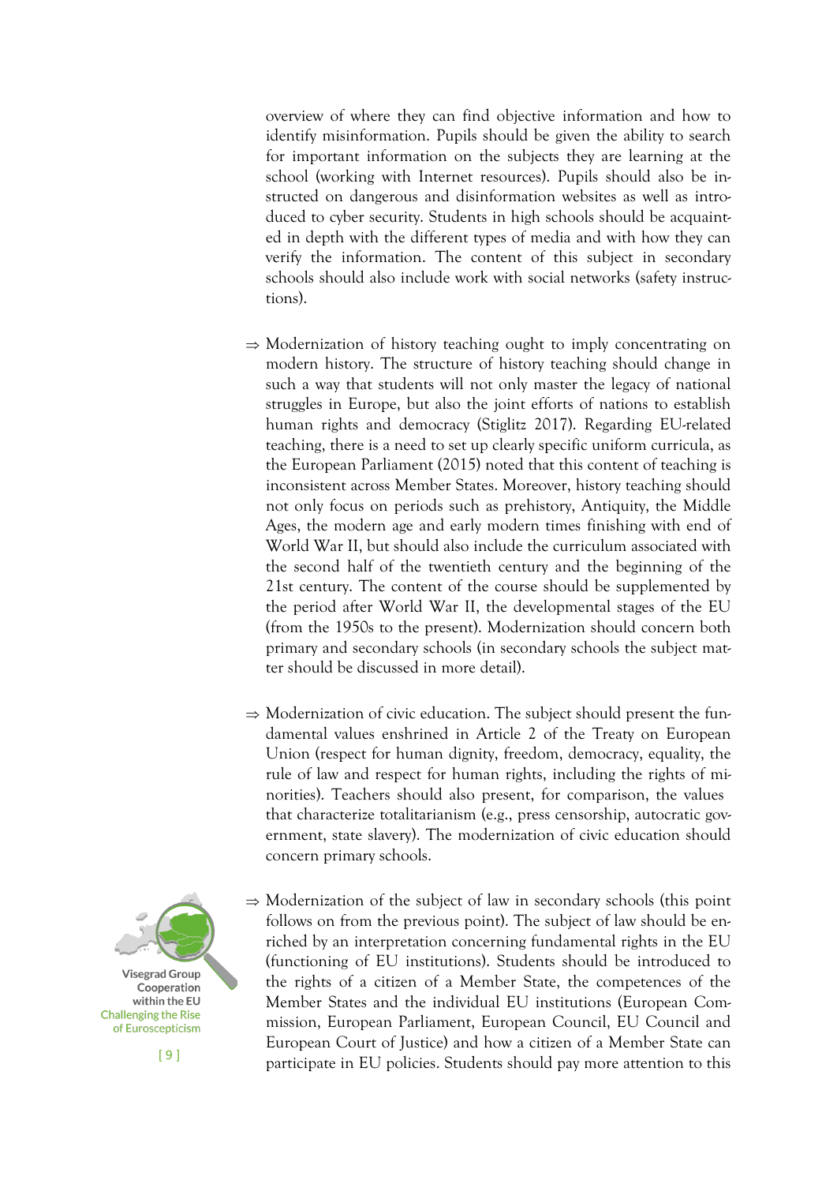overview of where they can find objective information and how to identify misinformation. Pupils should be given the ability to search for important information on the subjects they are learning at the school (working with Internet resources). Pupils should also be instructed on dangerous and disinformation websites as well as introduced to cyber security. Students in high schools should be acquainted in depth with the different types of media and with how they can verify the information. The content of this subject in secondary schools should also include work with social networks (safety instructions).

⇒ Modernization of history teaching ought to imply concentrating on modern history. The structure of history teaching should change in such a way that students will not only master the legacy of national struggles in Europe, but also the joint efforts of nations to establish human rights and democracy (Stiglitz 2017). Regarding EU-related teaching, there is a need to set up clearly specific uniform curricula, as the European Parliament (2015) noted that this content of teaching is inconsistent across Member States. Moreover, history teaching should not only focus on periods such as prehistory, Antiquity, the Middle Ages, the modern age and early modern times finishing with end of World War II, but should also include the curriculum associated with the second half of the twentieth century and the beginning of the 21st century. The content of the course should be supplemented by the period after World War II, the developmental stages of the EU (from the 1950s to the present). Modernization should concern both primary and secondary schools (in secondary schools the subject matter should be discussed in more detail).

⇒ Modernization of civic education. The subject should present the fundamental values enshrined in Article 2 of the Treaty on European Union (respect for human dignity, freedom, democracy, equality, the rule of law and respect for human rights, including the rights of minorities). Teachers should also present, for comparison, the values that characterize totalitarianism (e.g., press censorship, autocratic government, state slavery). The modernization of civic education should concern primary schools.

⇒ Modernization of the subject of law in secondary schools (this point follows on from the previous point). The subject of law should be enriched by an interpretation concerning fundamental rights in the EU (functioning of EU institutions). Students should be introduced to the rights of a citizen of a Member State, the competences of the Member States and the individual EU institutions (European Commission, European Parliament, European Council, EU Council and European Court of Justice) and how a citizen of a Member State can participate in EU policies. Students should pay more attention to this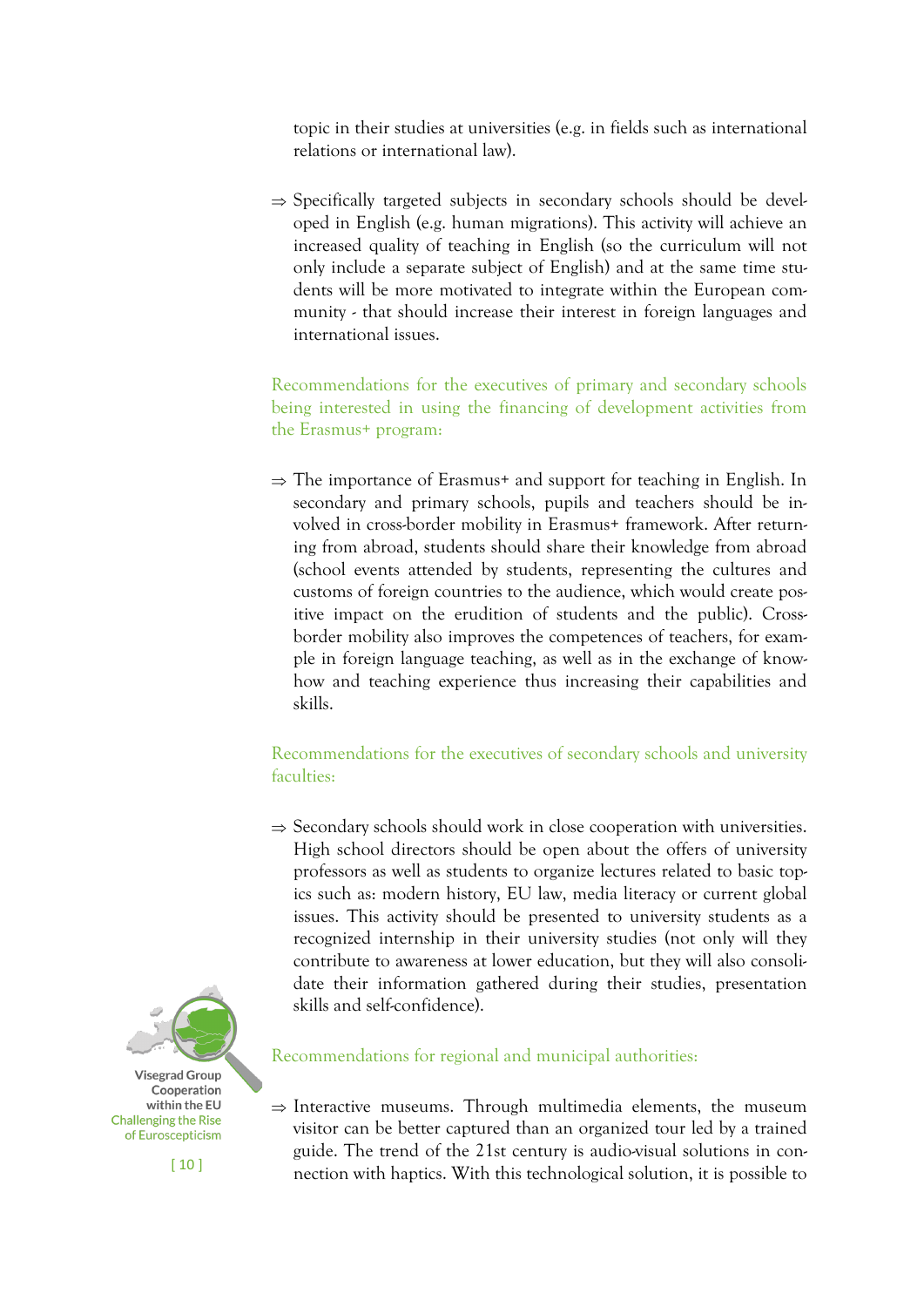topic in their studies at universities (e.g. in fields such as international relations or international law).

⇒ Specifically targeted subjects in secondary schools should be developed in English (e.g. human migrations). This activity will achieve an increased quality of teaching in English (so the curriculum will not only include a separate subject of English) and at the same time students will be more motivated to integrate within the European community - that should increase their interest in foreign languages and international issues.

Recommendations for the executives of primary and secondary schools being interested in using the financing of development activities from the Erasmus+ program:

⇒ The importance of Erasmus+ and support for teaching in English. In secondary and primary schools, pupils and teachers should be involved in cross-border mobility in Erasmus+ framework. After returning from abroad, students should share their knowledge from abroad (school events attended by students, representing the cultures and customs of foreign countries to the audience, which would create positive impact on the erudition of students and the public). Cross-border mobility also improves the competences of teachers, for example in foreign language teaching, as well as in the exchange of know-how and teaching experience thus increasing their capabilities and skills.

Recommendations for the executives of secondary schools and university faculties:

⇒ Secondary schools should work in close cooperation with universities. High school directors should be open about the offers of university professors as well as students to organize lectures related to basic topics such as: modern history, EU law, media literacy or current global issues. This activity should be presented to university students as a recognized internship in their university studies (not only will they contribute to awareness at lower education, but they will also consolidate their information gathered during their studies, presentation skills and self-confidence).

Recommendations for regional and municipal authorities:

⇒ Interactive museums. Through multimedia elements, the museum visitor can be better captured than an organized tour led by a trained guide. The trend of the 21st century is audio-visual solutions in connection with haptics. With this technological solution, it is possible to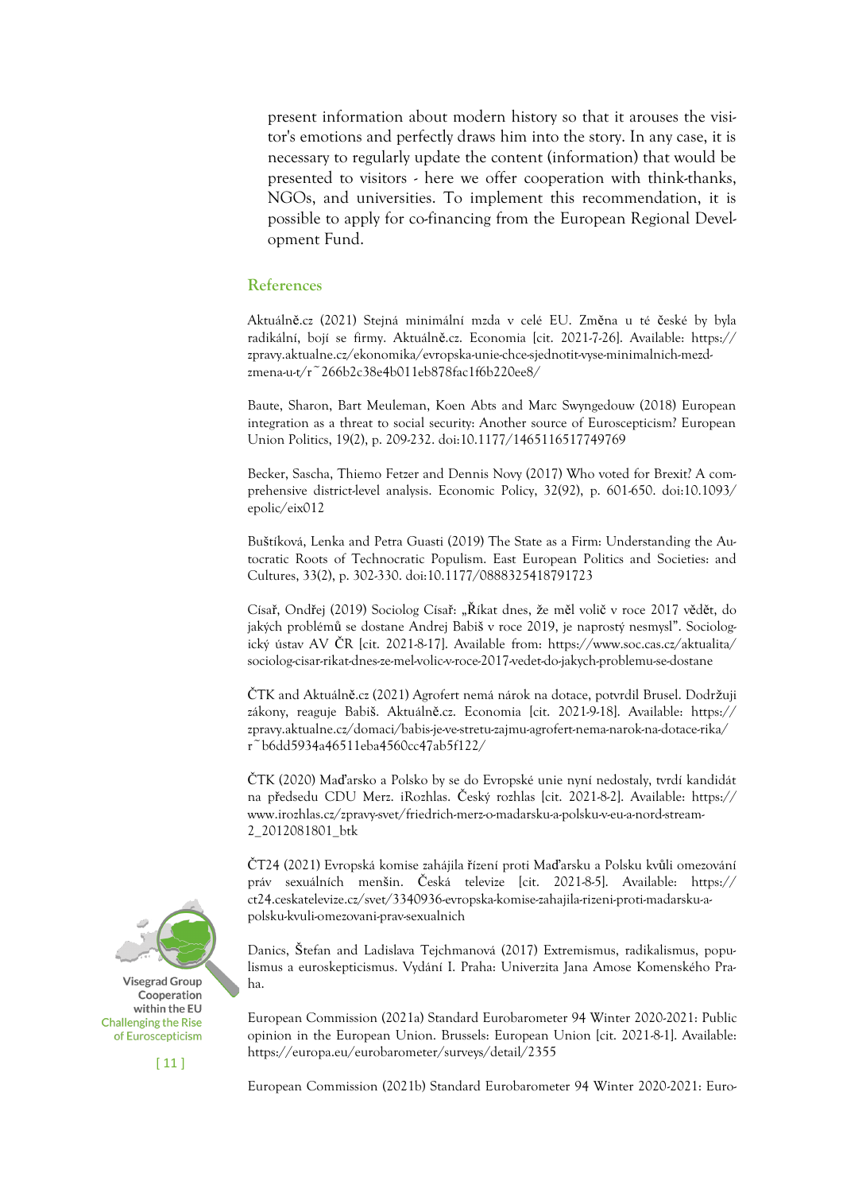present information about modern history so that it arouses the visitor's emotions and perfectly draws him into the story. In any case, it is necessary to regularly update the content (information) that would be presented to visitors - here we offer cooperation with think-thanks, NGOs, and universities. To implement this recommendation, it is possible to apply for co-financing from the European Regional Development Fund.

## References

Aktuálně.cz (2021) Stejná minimální mzda v celé EU. Změna u té české by byla radikální, bojí se firmy. Aktuálně.cz. Economia [cit. 2021-7-26]. Available: https://zpravy.aktualne.cz/ekonomika/evropska-unie-chce-sjednotit-vyse-minimalnich-mezd-zmena-u-t/r~266b2c38e4b011eb878fac1f6b220ee8/

Baute, Sharon, Bart Meuleman, Koen Abts and Marc Swyngedouw (2018) European integration as a threat to social security: Another source of Euroscepticism? European Union Politics, 19(2), p. 209-232. doi:10.1177/1465116517749769

Becker, Sascha, Thiemo Fetzer and Dennis Novy (2017) Who voted for Brexit? A comprehensive district-level analysis. Economic Policy, 32(92), p. 601-650. doi:10.1093/epolic/eix012

Buštíková, Lenka and Petra Guasti (2019) The State as a Firm: Understanding the Autocratic Roots of Technocratic Populism. East European Politics and Societies: and Cultures, 33(2), p. 302-330. doi:10.1177/0888325418791723

Císař, Ondřej (2019) Sociolog Císař: „Říkat dnes, že měl volič v roce 2017 vědět, do jakých problémů se dostane Andrej Babiš v roce 2019, je naprostý nesmysl". Sociologický ústav AV ČR [cit. 2021-8-17]. Available from: https://www.soc.cas.cz/aktualita/sociolog-cisar-rikat-dnes-ze-mel-volic-v-roce-2017-vedet-do-jakych-problemu-se-dostane

ČTK and Aktuálně.cz (2021) Agrofert nemá nárok na dotace, potvrdil Brusel. Dodržuji zákony, reaguje Babiš. Aktuálně.cz. Economia [cit. 2021-9-18]. Available: https://zpravy.aktualne.cz/domaci/babis-je-ve-stretu-zajmu-agrofert-nema-narok-na-dotace-rika/r~b6dd5934a46511eba4560cc47ab5f122/

ČTK (2020) Maďarsko a Polsko by se do Evropské unie nyní nedostaly, tvrdí kandidát na předsedu CDU Merz. iRozhlas. Český rozhlas [cit. 2021-8-2]. Available: https://www.irozhlas.cz/zpravy-svet/friedrich-merz-o-madarsku-a-polsku-v-eu-a-nord-stream-2_2012081801_btk

ČT24 (2021) Evropská komise zahájila řízení proti Maďarsku a Polsku kvůli omezování práv sexuálních menšin. Česká televize [cit. 2021-8-5]. Available: https://ct24.ceskatelevize.cz/svet/3340936-evropska-komise-zahajila-rizeni-proti-madarsku-a-polsku-kvuli-omezovani-prav-sexualnich

Danics, Štefan and Ladislava Tejchmanová (2017) Extremismus, radikalismus, populismus a euroskepticismus. Vydání I. Praha: Univerzita Jana Amose Komenského Praha.

European Commission (2021a) Standard Eurobarometer 94 Winter 2020-2021: Public opinion in the European Union. Brussels: European Union [cit. 2021-8-1]. Available: https://europa.eu/eurobarometer/surveys/detail/2355

European Commission (2021b) Standard Eurobarometer 94 Winter 2020-2021: Euro-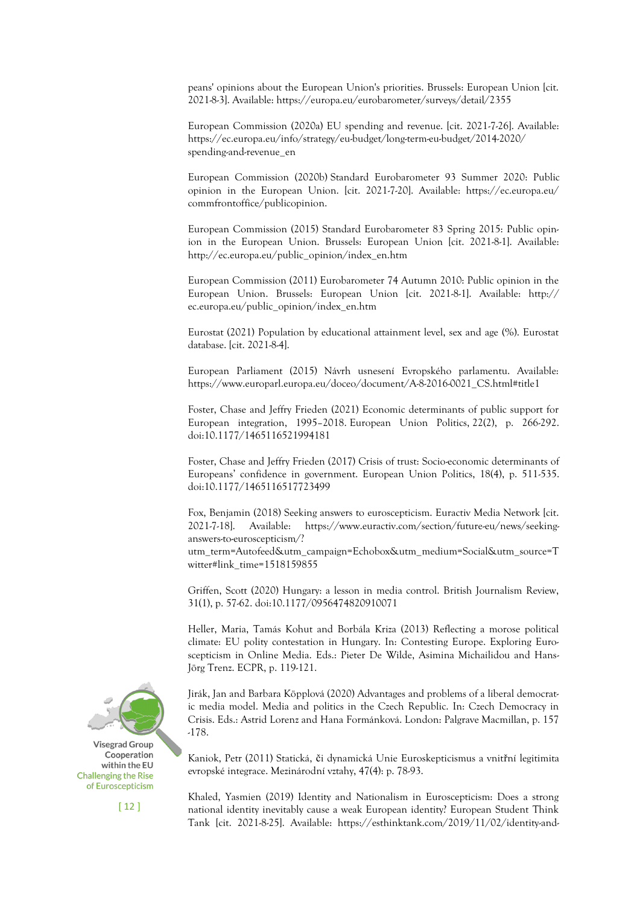peans' opinions about the European Union's priorities. Brussels: European Union [cit. 2021-8-3]. Available: https://europa.eu/eurobarometer/surveys/detail/2355

European Commission (2020a) EU spending and revenue. [cit. 2021-7-26]. Available: https://ec.europa.eu/info/strategy/eu-budget/long-term-eu-budget/2014-2020/spending-and-revenue_en

European Commission (2020b) Standard Eurobarometer 93 Summer 2020: Public opinion in the European Union. [cit. 2021-7-20]. Available: https://ec.europa.eu/commfrontoffice/publicopinion.

European Commission (2015) Standard Eurobarometer 83 Spring 2015: Public opinion in the European Union. Brussels: European Union [cit. 2021-8-1]. Available: http://ec.europa.eu/public_opinion/index_en.htm

European Commission (2011) Eurobarometer 74 Autumn 2010: Public opinion in the European Union. Brussels: European Union [cit. 2021-8-1]. Available: http://ec.europa.eu/public_opinion/index_en.htm

Eurostat (2021) Population by educational attainment level, sex and age (%). Eurostat database. [cit. 2021-8-4].

European Parliament (2015) Návrh usnesení Evropského parlamentu. Available: https://www.europarl.europa.eu/doceo/document/A-8-2016-0021_CS.html#title1

Foster, Chase and Jeffry Frieden (2021) Economic determinants of public support for European integration, 1995–2018. European Union Politics, 22(2), p. 266-292. doi:10.1177/1465116521994181

Foster, Chase and Jeffry Frieden (2017) Crisis of trust: Socio-economic determinants of Europeans' confidence in government. European Union Politics, 18(4), p. 511-535. doi:10.1177/1465116517723499

Fox, Benjamin (2018) Seeking answers to euroscepticism. Euractiv Media Network [cit. 2021-7-18]. Available: https://www.euractiv.com/section/future-eu/news/seeking-answers-to-euroscepticism/?utm_term=Autofeed&utm_campaign=Echobox&utm_medium=Social&utm_source=Twitter#link_time=1518159855

Griffen, Scott (2020) Hungary: a lesson in media control. British Journalism Review, 31(1), p. 57-62. doi:10.1177/0956474820910071

Heller, Maria, Tamás Kohut and Borbála Kriza (2013) Reflecting a morose political climate: EU polity contestation in Hungary. In: Contesting Europe. Exploring Euroscepticism in Online Media. Eds.: Pieter De Wilde, Asimina Michailidou and Hans-Jörg Trenz. ECPR, p. 119-121.

Jirák, Jan and Barbara Köpplová (2020) Advantages and problems of a liberal democratic media model. Media and politics in the Czech Republic. In: Czech Democracy in Crisis. Eds.: Astrid Lorenz and Hana Formánková. London: Palgrave Macmillan, p. 157-178.

Kaniok, Petr (2011) Statická, či dynamická Unie Euroskepticismus a vnitřní legitimita evropské integrace. Mezinárodní vztahy, 47(4): p. 78-93.

Khaled, Yasmien (2019) Identity and Nationalism in Euroscepticism: Does a strong national identity inevitably cause a weak European identity? European Student Think Tank [cit. 2021-8-25]. Available: https://esthinktank.com/2019/11/02/identity-and-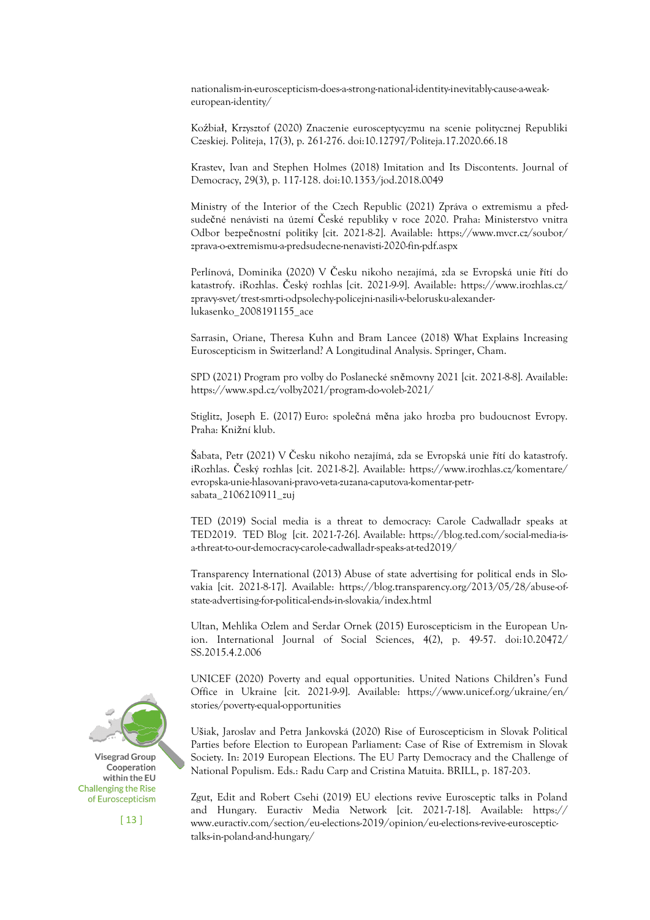nationalism-in-euroscepticism-does-a-strong-national-identity-inevitably-cause-a-weak-european-identity/

Koźbiał, Krzysztof (2020) Znaczenie eurosceptycyzmu na scenie politycznej Republiki Czeskiej. Politeja, 17(3), p. 261-276. doi:10.12797/Politeja.17.2020.66.18

Krastev, Ivan and Stephen Holmes (2018) Imitation and Its Discontents. Journal of Democracy, 29(3), p. 117-128. doi:10.1353/jod.2018.0049

Ministry of the Interior of the Czech Republic (2021) Zpráva o extremismu a předsudečné nenávisti na území České republiky v roce 2020. Praha: Ministerstvo vnitra Odbor bezpečnostní politiky [cit. 2021-8-2]. Available: https://www.mvcr.cz/soubor/zprava-o-extremismu-a-predsudecne-nenavisti-2020-fin-pdf.aspx

Perlínová, Dominika (2020) V Česku nikoho nezajímá, zda se Evropská unie řítí do katastrofy. iRozhlas. Český rozhlas [cit. 2021-9-9]. Available: https://www.irozhlas.cz/zpravy-svet/trest-smrti-odpsolechy-policejni-nasili-v-belorusku-alexander-lukasenko_2008191155_ace

Sarrasin, Oriane, Theresa Kuhn and Bram Lancee (2018) What Explains Increasing Euroscepticism in Switzerland? A Longitudinal Analysis. Springer, Cham.

SPD (2021) Program pro volby do Poslanecké sněmovny 2021 [cit. 2021-8-8]. Available: https://www.spd.cz/volby2021/program-do-voleb-2021/

Stiglitz, Joseph E. (2017) Euro: společná měna jako hrozba pro budoucnost Evropy. Praha: Knižní klub.

Šabata, Petr (2021) V Česku nikoho nezajímá, zda se Evropská unie řítí do katastrofy. iRozhlas. Český rozhlas [cit. 2021-8-2]. Available: https://www.irozhlas.cz/komentare/evropska-unie-hlasovani-pravo-veta-zuzana-caputova-komentar-petr-sabata_2106210911_zuj

TED (2019) Social media is a threat to democracy: Carole Cadwalladr speaks at TED2019. TED Blog [cit. 2021-7-26]. Available: https://blog.ted.com/social-media-is-a-threat-to-our-democracy-carole-cadwalladr-speaks-at-ted2019/

Transparency International (2013) Abuse of state advertising for political ends in Slovakia [cit. 2021-8-17]. Available: https://blog.transparency.org/2013/05/28/abuse-of-state-advertising-for-political-ends-in-slovakia/index.html

Ultan, Mehlika Ozlem and Serdar Ornek (2015) Euroscepticism in the European Union. International Journal of Social Sciences, 4(2), p. 49-57. doi:10.20472/SS.2015.4.2.006

UNICEF (2020) Poverty and equal opportunities. United Nations Children's Fund Office in Ukraine [cit. 2021-9-9]. Available: https://www.unicef.org/ukraine/en/stories/poverty-equal-opportunities

Ušiak, Jaroslav and Petra Jankovská (2020) Rise of Euroscepticism in Slovak Political Parties before Election to European Parliament: Case of Rise of Extremism in Slovak Society. In: 2019 European Elections. The EU Party Democracy and the Challenge of National Populism. Eds.: Radu Carp and Cristina Matuita. BRILL, p. 187-203.

Zgut, Edit and Robert Csehi (2019) EU elections revive Eurosceptic talks in Poland and Hungary. Euractiv Media Network [cit. 2021-7-18]. Available: https://www.euractiv.com/section/eu-elections-2019/opinion/eu-elections-revive-eurosceptic-talks-in-poland-and-hungary/